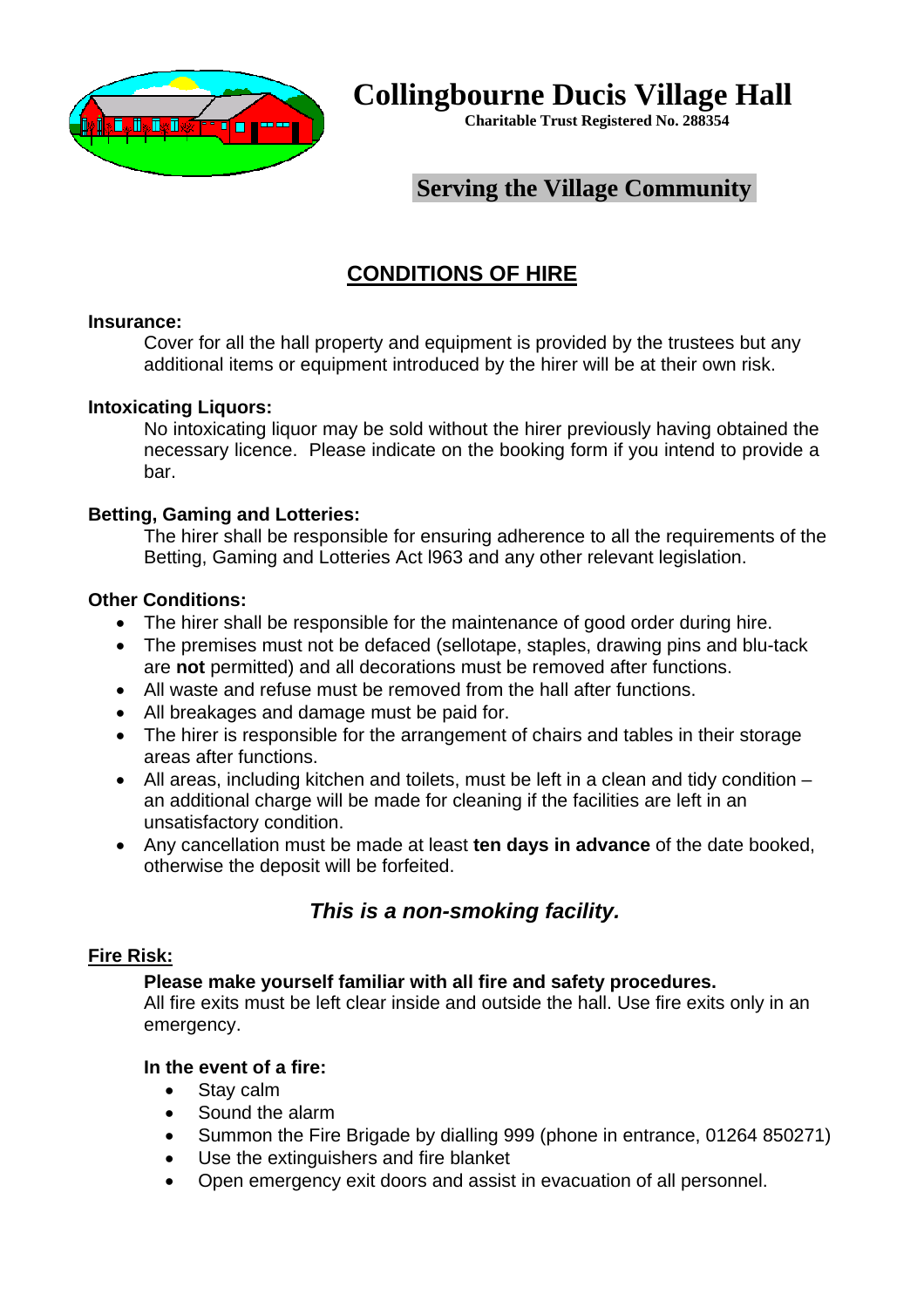# Collingbourne Ducis Village Hall

**Charitable Trust Registered No. 288354**

## Serving the Village Community

## CONDITIONS OF HIRE

**Insurance:**

Cover for all the hall property and equipment is provided by the trustees but any additional items or equipment introduced by the hirer will be at their own risk.

**Intoxicating Liquors:**

No intoxicating liquor may be sold without the hirer previously having obtained the necessary licence. Please indicate on the booking form if you intend to provide a bar.

**Betting, Gaming and Lotteries:**

The hirer shall be responsible for ensuring adherence to all the requirements of the Betting, Gaming and Lotteries Act l963 and any other relevant legislation.

**Other Conditions:**

- The hirer shall be responsible for the maintenance of good order during hire.
- The premises must not be defaced (sellotape, staples, drawing pins and blu-tack are **not** permitted) and all decorations must be removed after functions.
- All waste and refuse must be removed from the hall after functions.
- All breakages and damage must be paid for.
- The hirer is responsible for the arrangement of chairs and tables in their storage areas after functions.
- All areas, including kitchen and toilets, must be left in a clean and tidy condition – an additional charge will be made for cleaning if the facilities are left in an unsatisfactory condition.
- Any cancellation must be made at least **ten days in advance** of the date booked, otherwise the deposit will be forfeited.

***This is a non-smoking facility.***

**Fire Risk:**

**Please make yourself familiar with all fire and safety procedures.**
All fire exits must be left clear inside and outside the hall. Use fire exits only in an emergency.

**In the event of a fire:**

- Stay calm
- Sound the alarm
- Summon the Fire Brigade by dialling 999 (phone in entrance, 01264 850271)
- Use the extinguishers and fire blanket
- Open emergency exit doors and assist in evacuation of all personnel.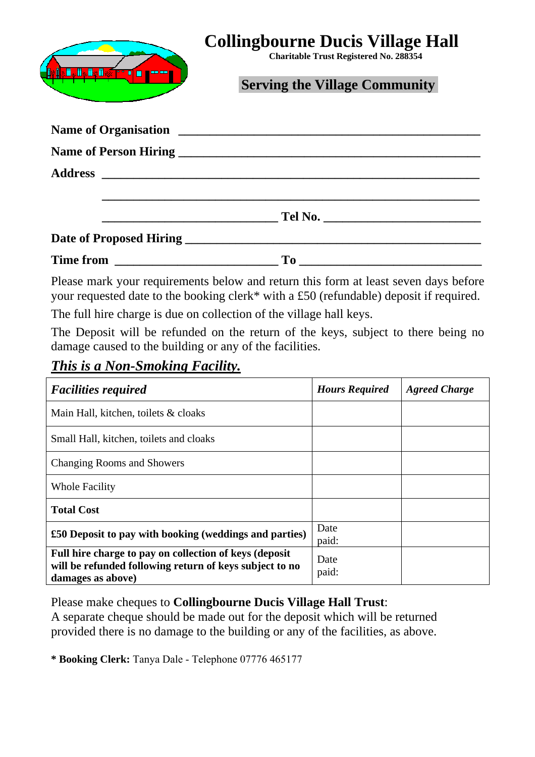# Collingbourne Ducis Village Hall

**Charitable Trust Registered No. 288354**

## Serving the Village Community

**Name of Organisation** ______________________________________________

**Name of Person Hiring** ______________________________________________

**Address** ______________________________________________________

______________________________________________________

__________________________ **Tel No.** ________________________

**Date of Proposed Hiring** ______________________________________________

**Time from** ________________________ **To** __________________________

Please mark your requirements below and return this form at least seven days before your requested date to the booking clerk* with a £50 (refundable) deposit if required.

The full hire charge is due on collection of the village hall keys.

The Deposit will be refunded on the return of the keys, subject to there being no damage caused to the building or any of the facilities.

***This is a Non-Smoking Facility.***

| ***Facilities required*** | ***Hours Required*** | ***Agreed Charge*** |
|---|---|---|
| Main Hall, kitchen, toilets & cloaks | | |
| Small Hall, kitchen, toilets and cloaks | | |
| Changing Rooms and Showers | | |
| Whole Facility | | |
| **Total Cost** | | |
| **£50 Deposit to pay with booking (weddings and parties)** | Date paid: | |
| **Full hire charge to pay on collection of keys (deposit will be refunded following return of keys subject to no damages as above)** | Date paid: | |

Please make cheques to **Collingbourne Ducis Village Hall Trust**:
A separate cheque should be made out for the deposit which will be returned provided there is no damage to the building or any of the facilities, as above.

**\* Booking Clerk:** Tanya Dale - Telephone 07776 465177